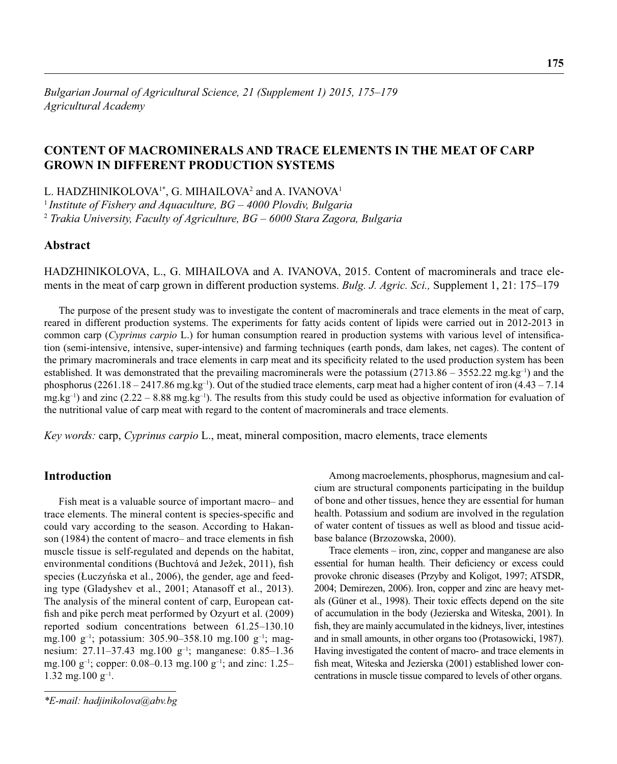*Bulgarian Journal of Agricultural Science, 21 (Supplement 1) 2015, 175–179*
*Agricultural Academy*

# CONTENT OF MACROMINERALS AND TRACE ELEMENTS IN THE MEAT OF CARP GROWN IN DIFFERENT PRODUCTION SYSTEMS

L. HADZHINIKOLOVA[1*], G. MIHAILOVA[2] and A. IVANOVA[1]

[1] *Institute of Fishery and Aquaculture, BG – 4000 Plovdiv, Bulgaria*
[2] *Trakia University, Faculty of Agriculture, BG – 6000 Stara Zagora, Bulgaria*

## Abstract

HADZHINIKOLOVA, L., G. MIHAILOVA and A. IVANOVA, 2015. Content of macrominerals and trace elements in the meat of carp grown in different production systems. *Bulg. J. Agric. Sci.,* Supplement 1, 21: 175–179

The purpose of the present study was to investigate the content of macrominerals and trace elements in the meat of carp, reared in different production systems. The experiments for fatty acids content of lipids were carried out in 2012-2013 in common carp (*Cyprinus carpio* L.) for human consumption reared in production systems with various level of intensification (semi-intensive, intensive, super-intensive) and farming techniques (earth ponds, dam lakes, net cages). The content of the primary macrominerals and trace elements in carp meat and its specificity related to the used production system has been established. It was demonstrated that the prevailing macrominerals were the potassium (2713.86 – 3552.22 mg.kg$^{-1}$) and the phosphorus (2261.18 – 2417.86 mg.kg$^{-1}$). Out of the studied trace elements, carp meat had a higher content of iron (4.43 – 7.14 mg.kg$^{-1}$) and zinc (2.22 – 8.88 mg.kg$^{-1}$). The results from this study could be used as objective information for evaluation of the nutritional value of carp meat with regard to the content of macrominerals and trace elements.

*Key words:* carp, *Cyprinus carpio* L., meat, mineral composition, macro elements, trace elements

## Introduction

Fish meat is a valuable source of important macro– and trace elements. The mineral content is species-specific and could vary according to the season. According to Hakanson (1984) the content of macro– and trace elements in fish muscle tissue is self-regulated and depends on the habitat, environmental conditions (Buchtová and Ježek, 2011), fish species (Łuczyńska et al., 2006), the gender, age and feeding type (Gladyshev et al., 2001; Atanasoff et al., 2013). The analysis of the mineral content of carp, European catfish and pike perch meat performed by Ozyurt et al. (2009) reported sodium concentrations between 61.25–130.10 mg.100 g$^{-1}$; potassium: 305.90–358.10 mg.100 g$^{-1}$; magnesium: 27.11–37.43 mg.100 g$^{-1}$; manganese: 0.85–1.36 mg.100 g$^{-1}$; copper: 0.08–0.13 mg.100 g$^{-1}$; and zinc: 1.25–1.32 mg.100 g$^{-1}$.

Among macroelements, phosphorus, magnesium and calcium are structural components participating in the buildup of bone and other tissues, hence they are essential for human health. Potassium and sodium are involved in the regulation of water content of tissues as well as blood and tissue acid-base balance (Brzozowska, 2000).

Trace elements – iron, zinc, copper and manganese are also essential for human health. Their deficiency or excess could provoke chronic diseases (Przyby and Koligot, 1997; ATSDR, 2004; Demirezen, 2006). Iron, copper and zinc are heavy metals (Güner et al., 1998). Their toxic effects depend on the site of accumulation in the body (Jezierska and Witeska, 2001). In fish, they are mainly accumulated in the kidneys, liver, intestines and in small amounts, in other organs too (Protasowicki, 1987). Having investigated the content of macro- and trace elements in fish meat, Witeska and Jezierska (2001) established lower concentrations in muscle tissue compared to levels of other organs.

*E-mail: hadjinikolova@abv.bg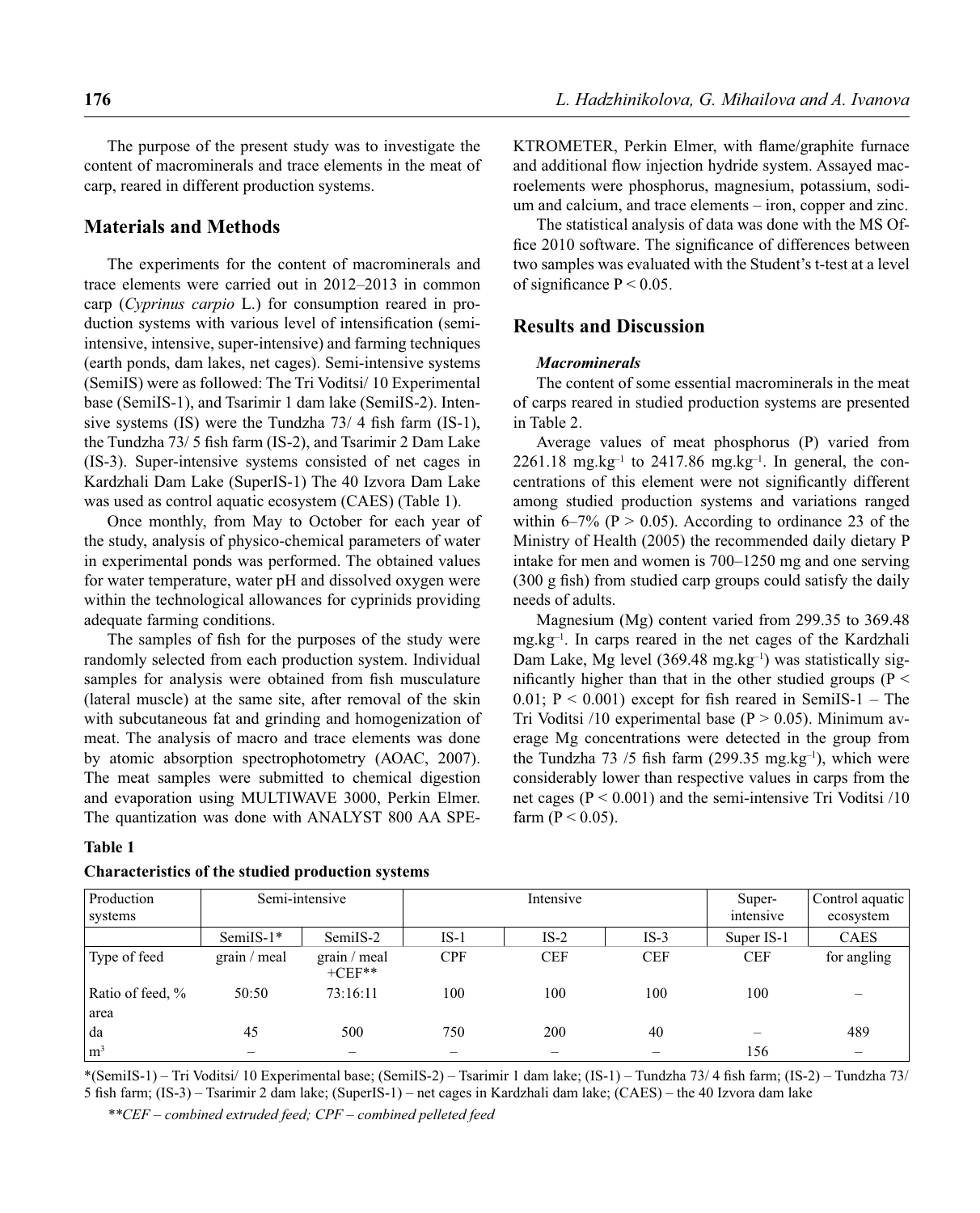The purpose of the present study was to investigate the content of macrominerals and trace elements in the meat of carp, reared in different production systems.

## Materials and Methods

The experiments for the content of macrominerals and trace elements were carried out in 2012–2013 in common carp (*Cyprinus carpio* L.) for consumption reared in production systems with various level of intensification (semi-intensive, intensive, super-intensive) and farming techniques (earth ponds, dam lakes, net cages). Semi-intensive systems (SemiIS) were as followed: The Tri Voditsi/ 10 Experimental base (SemiIS-1), and Tsarimir 1 dam lake (SemiIS-2). Intensive systems (IS) were the Tundzha 73/ 4 fish farm (IS-1), the Tundzha 73/ 5 fish farm (IS-2), and Tsarimir 2 Dam Lake (IS-3). Super-intensive systems consisted of net cages in Kardzhali Dam Lake (SuperIS-1) The 40 Izvora Dam Lake was used as control aquatic ecosystem (CAES) (Table 1).

Once monthly, from May to October for each year of the study, analysis of physico-chemical parameters of water in experimental ponds was performed. The obtained values for water temperature, water pH and dissolved oxygen were within the technological allowances for cyprinids providing adequate farming conditions.

The samples of fish for the purposes of the study were randomly selected from each production system. Individual samples for analysis were obtained from fish musculature (lateral muscle) at the same site, after removal of the skin with subcutaneous fat and grinding and homogenization of meat. The analysis of macro and trace elements was done by atomic absorption spectrophotometry (AOAC, 2007). The meat samples were submitted to chemical digestion and evaporation using MULTIWAVE 3000, Perkin Elmer. The quantization was done with ANALYST 800 AA SPEKTROMETER, Perkin Elmer, with flame/graphite furnace and additional flow injection hydride system. Assayed macroelements were phosphorus, magnesium, potassium, sodium and calcium, and trace elements – iron, copper and zinc.

The statistical analysis of data was done with the MS Office 2010 software. The significance of differences between two samples was evaluated with the Student's t-test at a level of significance $P < 0.05$.

**Table 1**

**Characteristics of the studied production systems**

| Production systems | Semi-intensive | | Intensive | | | Super-intensive | Control aquatic ecosystem |
|---|---|---|---|---|---|---|---|
| | SemiIS-1* | SemiIS-2 | IS-1 | IS-2 | IS-3 | Super IS-1 | CAES |
| Type of feed | grain / meal | grain / meal +CEF** | CPF | CEF | CEF | CEF | for angling |
| Ratio of feed, % | 50:50 | 73:16:11 | 100 | 100 | 100 | 100 | – |
| area | | | | | | | |
| da | 45 | 500 | 750 | 200 | 40 | – | 489 |
| $m^3$ | – | – | – | – | – | 156 | – |

*(SemiIS-1) – Tri Voditsi/ 10 Experimental base; (SemiIS-2) – Tsarimir 1 dam lake; (IS-1) – Tundzha 73/ 4 fish farm; (IS-2) – Tundzha 73/ 5 fish farm; (IS-3) – Tsarimir 2 dam lake; (SuperIS-1) – net cages in Kardzhali dam lake; (CAES) – the 40 Izvora dam lake

*\*\*CEF – combined extruded feed; CPF – combined pelleted feed*

## Results and Discussion

### *Macrominerals*

The content of some essential macrominerals in the meat of carps reared in studied production systems are presented in Table 2.

Average values of meat phosphorus (P) varied from 2261.18 $mg.kg^{-1}$ to 2417.86 $mg.kg^{-1}$. In general, the concentrations of this element were not significantly different among studied production systems and variations ranged within 6–7% ($P > 0.05$). According to ordinance 23 of the Ministry of Health (2005) the recommended daily dietary P intake for men and women is 700–1250 mg and one serving (300 g fish) from studied carp groups could satisfy the daily needs of adults.

Magnesium (Mg) content varied from 299.35 to 369.48 $mg.kg^{-1}$. In carps reared in the net cages of the Kardzhali Dam Lake, Mg level (369.48 $mg.kg^{-1}$) was statistically significantly higher than that in the other studied groups ($P < 0.01$; $P < 0.001$) except for fish reared in SemiIS-1 – The Tri Voditsi /10 experimental base ($P > 0.05$). Minimum average Mg concentrations were detected in the group from the Tundzha 73 /5 fish farm (299.35 $mg.kg^{-1}$), which were considerably lower than respective values in carps from the net cages ($P < 0.001$) and the semi-intensive Tri Voditsi /10 farm ($P < 0.05$).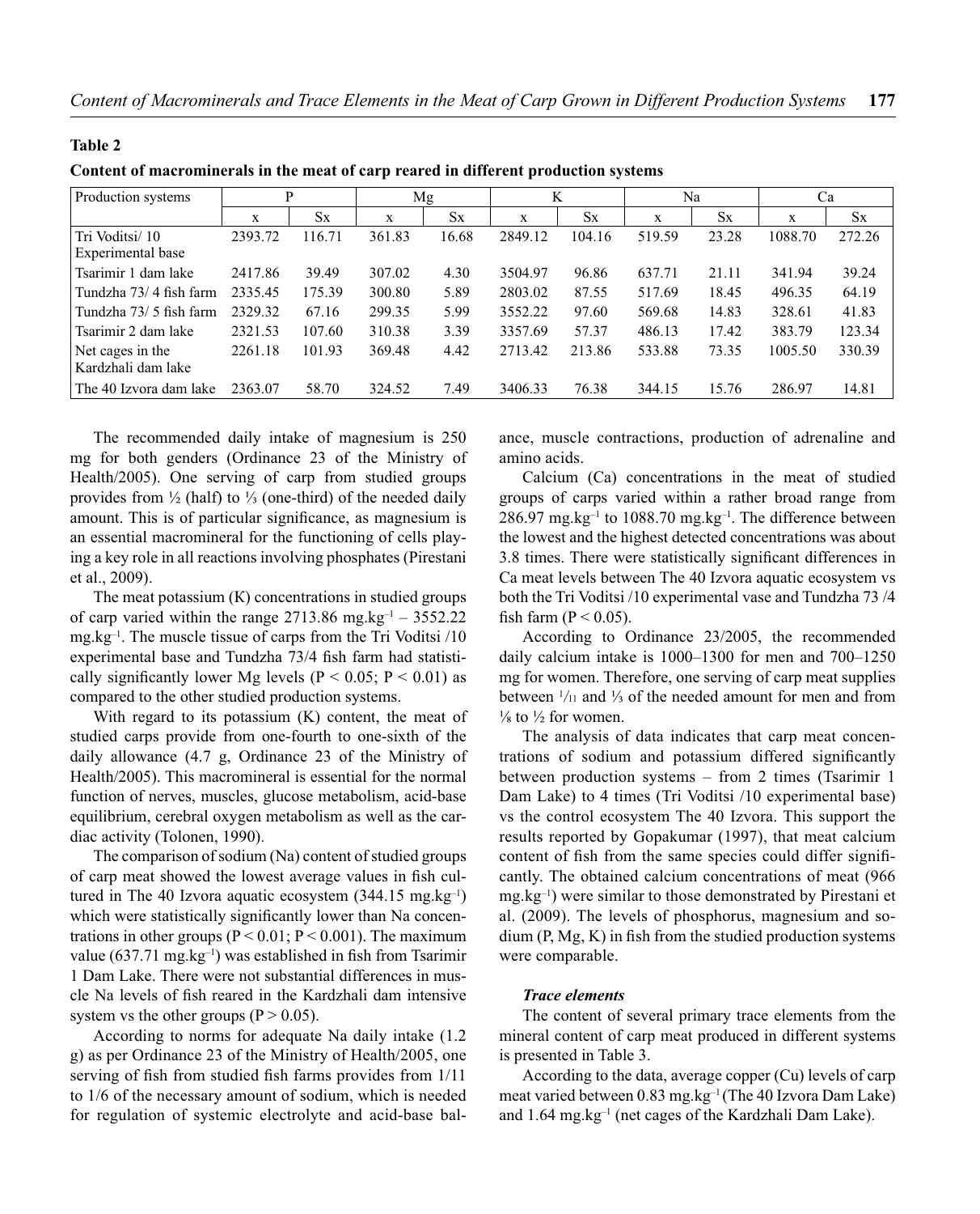**Table 2**

**Content of macrominerals in the meat of carp reared in different production systems**

| Production systems | P | | Mg | | K | | Na | | Ca | |
|---|---|---|---|---|---|---|---|---|---|---|
| | x | Sx | x | Sx | x | Sx | x | Sx | x | Sx |
| Tri Voditsi/ 10 Experimental base | 2393.72 | 116.71 | 361.83 | 16.68 | 2849.12 | 104.16 | 519.59 | 23.28 | 1088.70 | 272.26 |
| Tsarimir 1 dam lake | 2417.86 | 39.49 | 307.02 | 4.30 | 3504.97 | 96.86 | 637.71 | 21.11 | 341.94 | 39.24 |
| Tundzha 73/ 4 fish farm | 2335.45 | 175.39 | 300.80 | 5.89 | 2803.02 | 87.55 | 517.69 | 18.45 | 496.35 | 64.19 |
| Tundzha 73/ 5 fish farm | 2329.32 | 67.16 | 299.35 | 5.99 | 3552.22 | 97.60 | 569.68 | 14.83 | 328.61 | 41.83 |
| Tsarimir 2 dam lake | 2321.53 | 107.60 | 310.38 | 3.39 | 3357.69 | 57.37 | 486.13 | 17.42 | 383.79 | 123.34 |
| Net cages in the Kardzhali dam lake | 2261.18 | 101.93 | 369.48 | 4.42 | 2713.42 | 213.86 | 533.88 | 73.35 | 1005.50 | 330.39 |
| The 40 Izvora dam lake | 2363.07 | 58.70 | 324.52 | 7.49 | 3406.33 | 76.38 | 344.15 | 15.76 | 286.97 | 14.81 |

The recommended daily intake of magnesium is 250 mg for both genders (Ordinance 23 of the Ministry of Health/2005). One serving of carp from studied groups provides from ½ (half) to ⅓ (one-third) of the needed daily amount. This is of particular significance, as magnesium is an essential macromineral for the functioning of cells playing a key role in all reactions involving phosphates (Pirestani et al., 2009).

The meat potassium (K) concentrations in studied groups of carp varied within the range 2713.86 mg.kg$^{-1}$ – 3552.22 mg.kg$^{-1}$. The muscle tissue of carps from the Tri Voditsi /10 experimental base and Tundzha 73/4 fish farm had statistically significantly lower Mg levels ($P < 0.05$; $P < 0.01$) as compared to the other studied production systems.

With regard to its potassium (K) content, the meat of studied carps provide from one-fourth to one-sixth of the daily allowance (4.7 g, Ordinance 23 of the Ministry of Health/2005). This macromineral is essential for the normal function of nerves, muscles, glucose metabolism, acid-base equilibrium, cerebral oxygen metabolism as well as the cardiac activity (Tolonen, 1990).

The comparison of sodium (Na) content of studied groups of carp meat showed the lowest average values in fish cultured in The 40 Izvora aquatic ecosystem (344.15 mg.kg$^{-1}$) which were statistically significantly lower than Na concentrations in other groups ($P < 0.01$; $P < 0.001$). The maximum value (637.71 mg.kg$^{-1}$) was established in fish from Tsarimir 1 Dam Lake. There were not substantial differences in muscle Na levels of fish reared in the Kardzhali dam intensive system vs the other groups ($P > 0.05$).

According to norms for adequate Na daily intake (1.2 g) as per Ordinance 23 of the Ministry of Health/2005, one serving of fish from studied fish farms provides from 1/11 to 1/6 of the necessary amount of sodium, which is needed for regulation of systemic electrolyte and acid-base balance, muscle contractions, production of adrenaline and amino acids.

Calcium (Ca) concentrations in the meat of studied groups of carps varied within a rather broad range from 286.97 mg.kg$^{-1}$ to 1088.70 mg.kg$^{-1}$. The difference between the lowest and the highest detected concentrations was about 3.8 times. There were statistically significant differences in Ca meat levels between The 40 Izvora aquatic ecosystem vs both the Tri Voditsi /10 experimental vase and Tundzha 73 /4 fish farm ($P < 0.05$).

According to Ordinance 23/2005, the recommended daily calcium intake is 1000–1300 for men and 700–1250 mg for women. Therefore, one serving of carp meat supplies between 1/11 and ⅓ of the needed amount for men and from ⅛ to ½ for women.

The analysis of data indicates that carp meat concentrations of sodium and potassium differed significantly between production systems – from 2 times (Tsarimir 1 Dam Lake) to 4 times (Tri Voditsi /10 experimental base) vs the control ecosystem The 40 Izvora. This support the results reported by Gopakumar (1997), that meat calcium content of fish from the same species could differ significantly. The obtained calcium concentrations of meat (966 mg.kg$^{-1}$) were similar to those demonstrated by Pirestani et al. (2009). The levels of phosphorus, magnesium and sodium (P, Mg, K) in fish from the studied production systems were comparable.

### *Trace elements*

The content of several primary trace elements from the mineral content of carp meat produced in different systems is presented in Table 3.

According to the data, average copper (Cu) levels of carp meat varied between 0.83 mg.kg$^{-1}$ (The 40 Izvora Dam Lake) and 1.64 mg.kg$^{-1}$ (net cages of the Kardzhali Dam Lake).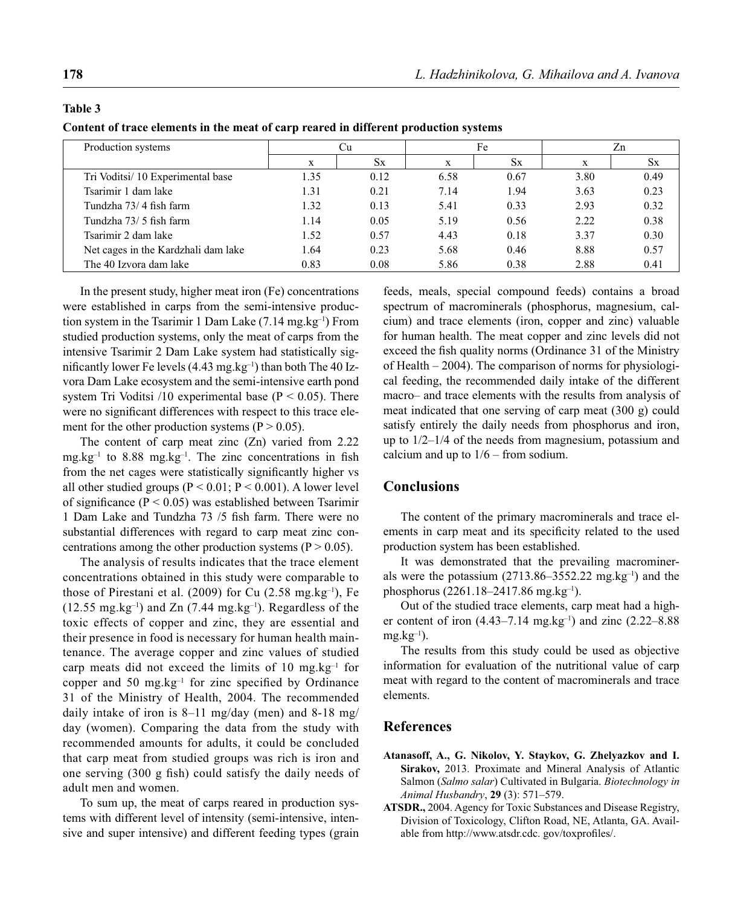**Table 3**

**Content of trace elements in the meat of carp reared in different production systems**

| Production systems | Cu | | Fe | | Zn | |
|---|---|---|---|---|---|---|
| | x | Sx | x | Sx | x | Sx |
| Tri Voditsi/ 10 Experimental base | 1.35 | 0.12 | 6.58 | 0.67 | 3.80 | 0.49 |
| Tsarimir 1 dam lake | 1.31 | 0.21 | 7.14 | 1.94 | 3.63 | 0.23 |
| Tundzha 73/ 4 fish farm | 1.32 | 0.13 | 5.41 | 0.33 | 2.93 | 0.32 |
| Tundzha 73/ 5 fish farm | 1.14 | 0.05 | 5.19 | 0.56 | 2.22 | 0.38 |
| Tsarimir 2 dam lake | 1.52 | 0.57 | 4.43 | 0.18 | 3.37 | 0.30 |
| Net cages in the Kardzhali dam lake | 1.64 | 0.23 | 5.68 | 0.46 | 8.88 | 0.57 |
| The 40 Izvora dam lake | 0.83 | 0.08 | 5.86 | 0.38 | 2.88 | 0.41 |

In the present study, higher meat iron (Fe) concentrations were established in carps from the semi-intensive production system in the Tsarimir 1 Dam Lake (7.14 mg.kg$^{-1}$) From studied production systems, only the meat of carps from the intensive Tsarimir 2 Dam Lake system had statistically significantly lower Fe levels (4.43 mg.kg$^{-1}$) than both The 40 Izvora Dam Lake ecosystem and the semi-intensive earth pond system Tri Voditsi /10 experimental base ($P < 0.05$). There were no significant differences with respect to this trace element for the other production systems ($P > 0.05$).

The content of carp meat zinc (Zn) varied from 2.22 mg.kg$^{-1}$ to 8.88 mg.kg$^{-1}$. The zinc concentrations in fish from the net cages were statistically significantly higher vs all other studied groups ($P < 0.01$; $P < 0.001$). A lower level of significance ($P < 0.05$) was established between Tsarimir 1 Dam Lake and Tundzha 73 /5 fish farm. There were no substantial differences with regard to carp meat zinc concentrations among the other production systems ($P > 0.05$).

The analysis of results indicates that the trace element concentrations obtained in this study were comparable to those of Pirestani et al. (2009) for Cu (2.58 mg.kg$^{-1}$), Fe (12.55 mg.kg$^{-1}$) and Zn (7.44 mg.kg$^{-1}$). Regardless of the toxic effects of copper and zinc, they are essential and their presence in food is necessary for human health maintenance. The average copper and zinc values of studied carp meats did not exceed the limits of 10 mg.kg$^{-1}$ for copper and 50 mg.kg$^{-1}$ for zinc specified by Ordinance 31 of the Ministry of Health, 2004. The recommended daily intake of iron is 8–11 mg/day (men) and 8-18 mg/day (women). Comparing the data from the study with recommended amounts for adults, it could be concluded that carp meat from studied groups was rich is iron and one serving (300 g fish) could satisfy the daily needs of adult men and women.

To sum up, the meat of carps reared in production systems with different level of intensity (semi-intensive, intensive and super intensive) and different feeding types (grain feeds, meals, special compound feeds) contains a broad spectrum of macrominerals (phosphorus, magnesium, calcium) and trace elements (iron, copper and zinc) valuable for human health. The meat copper and zinc levels did not exceed the fish quality norms (Ordinance 31 of the Ministry of Health – 2004). The comparison of norms for physiological feeding, the recommended daily intake of the different macro– and trace elements with the results from analysis of meat indicated that one serving of carp meat (300 g) could satisfy entirely the daily needs from phosphorus and iron, up to 1/2–1/4 of the needs from magnesium, potassium and calcium and up to 1/6 – from sodium.

## Conclusions

The content of the primary macrominerals and trace elements in carp meat and its specificity related to the used production system has been established.

It was demonstrated that the prevailing macrominerals were the potassium (2713.86–3552.22 mg.kg$^{-1}$) and the phosphorus (2261.18–2417.86 mg.kg$^{-1}$).

Out of the studied trace elements, carp meat had a higher content of iron (4.43–7.14 mg.kg$^{-1}$) and zinc (2.22–8.88 mg.kg$^{-1}$).

The results from this study could be used as objective information for evaluation of the nutritional value of carp meat with regard to the content of macrominerals and trace elements.

## References

**Atanasoff, A., G. Nikolov, Y. Staykov, G. Zhelyazkov and I. Sirakov,** 2013. Proximate and Mineral Analysis of Atlantic Salmon (*Salmo salar*) Cultivated in Bulgaria. *Biotechnology in Animal Husbandry*, **29** (3): 571–579.

**ATSDR.,** 2004. Agency for Toxic Substances and Disease Registry, Division of Toxicology, Clifton Road, NE, Atlanta, GA. Available from http://www.atsdr.cdc. gov/toxprofiles/.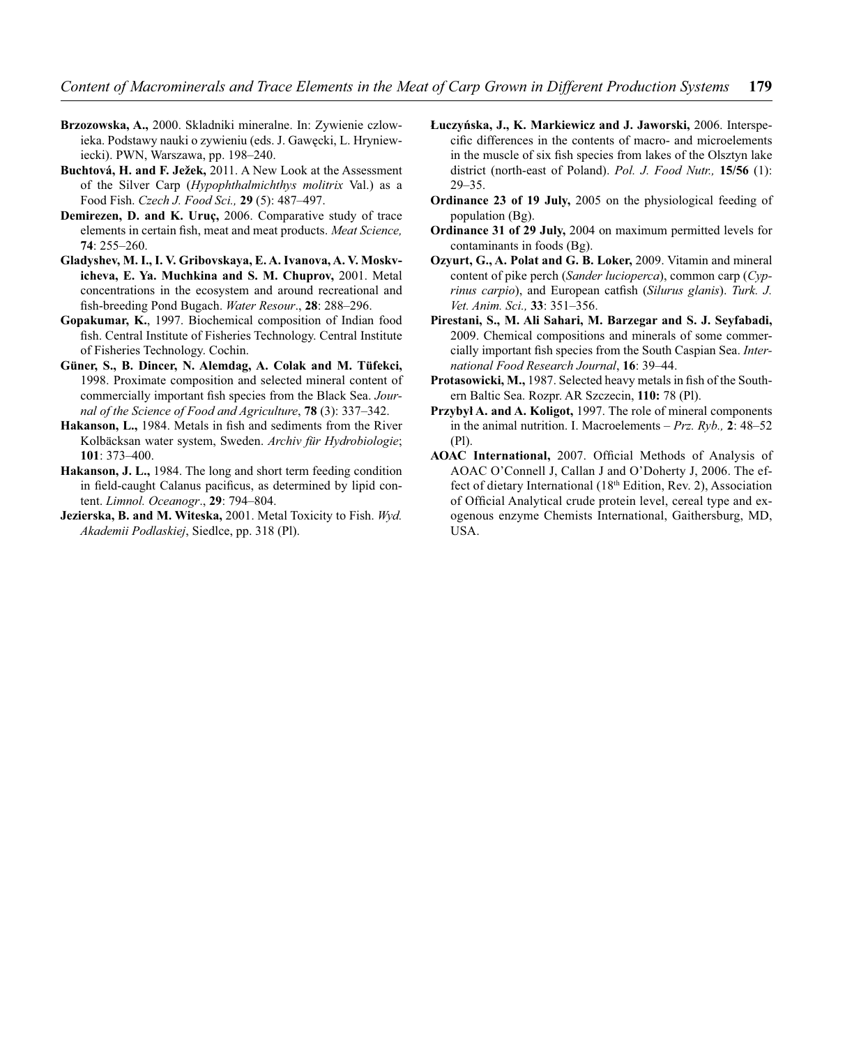**Brzozowska, A.,** 2000. Skladniki mineralne. In: Zywienie czlowieka. Podstawy nauki o zywieniu (eds. J. Gawęcki, L. Hryniewiecki). PWN, Warszawa, pp. 198–240.

**Buchtová, H. and F. Ježek,** 2011. A New Look at the Assessment of the Silver Carp (*Hypophthalmichthys molitrix* Val.) as a Food Fish. *Czech J. Food Sci.,* **29** (5): 487–497.

**Demirezen, D. and K. Uruç,** 2006. Comparative study of trace elements in certain fish, meat and meat products. *Meat Science,* **74**: 255–260.

**Gladyshev, M. I., I. V. Gribovskaya, E. A. Ivanova, A. V. Moskvicheva, E. Ya. Muchkina and S. M. Chuprov,** 2001. Metal concentrations in the ecosystem and around recreational and fish-breeding Pond Bugach. *Water Resour*., **28**: 288–296.

**Gopakumar, K.**, 1997. Biochemical composition of Indian food fish. Central Institute of Fisheries Technology. Central Institute of Fisheries Technology. Cochin.

**Güner, S., B. Dincer, N. Alemdag, A. Colak and M. Tüfekci,** 1998. Proximate composition and selected mineral content of commercially important fish species from the Black Sea. *Journal of the Science of Food and Agriculture*, **78** (3): 337–342.

**Hakanson, L.,** 1984. Metals in fish and sediments from the River Kolbäcksan water system, Sweden. *Archiv für Hydrobiologie*; **101**: 373–400.

**Hakanson, J. L.,** 1984. The long and short term feeding condition in field-caught Calanus pacificus, as determined by lipid content. *Limnol. Oceanogr*., **29**: 794–804.

**Jezierska, B. and M. Witeska,** 2001. Metal Toxicity to Fish. *Wyd. Akademii Podlaskiej*, Siedlce, pp. 318 (Pl).

**Łuczyńska, J., K. Markiewicz and J. Jaworski,** 2006. Interspecific differences in the contents of macro- and microelements in the muscle of six fish species from lakes of the Olsztyn lake district (north-east of Poland). *Pol. J. Food Nutr.,* **15/56** (1): 29–35.

**Ordinance 23 of 19 July,** 2005 on the physiological feeding of population (Bg).

**Ordinance 31 of 29 July,** 2004 on maximum permitted levels for contaminants in foods (Bg).

**Ozyurt, G., A. Polat and G. B. Loker,** 2009. Vitamin and mineral content of pike perch (*Sander lucioperca*), common carp (*Cyprinus carpio*), and European catfish (*Silurus glanis*). *Turk. J. Vet. Anim. Sci.,* **33**: 351–356.

**Pirestani, S., M. Ali Sahari, M. Barzegar and S. J. Seyfabadi,** 2009. Chemical compositions and minerals of some commercially important fish species from the South Caspian Sea. *International Food Research Journal*, **16**: 39–44.

**Protasowicki, M.,** 1987. Selected heavy metals in fish of the Southern Baltic Sea. Rozpr. AR Szczecin, **110:** 78 (Pl).

**Przybył A. and A. Koligot,** 1997. The role of mineral components in the animal nutrition. I. Macroelements – *Prz. Ryb.,* **2**: 48–52 (Pl).

**AOAC International,** 2007. Official Methods of Analysis of AOAC O'Connell J, Callan J and O'Doherty J, 2006. The effect of dietary International (18th Edition, Rev. 2), Association of Official Analytical crude protein level, cereal type and exogenous enzyme Chemists International, Gaithersburg, MD, USA.